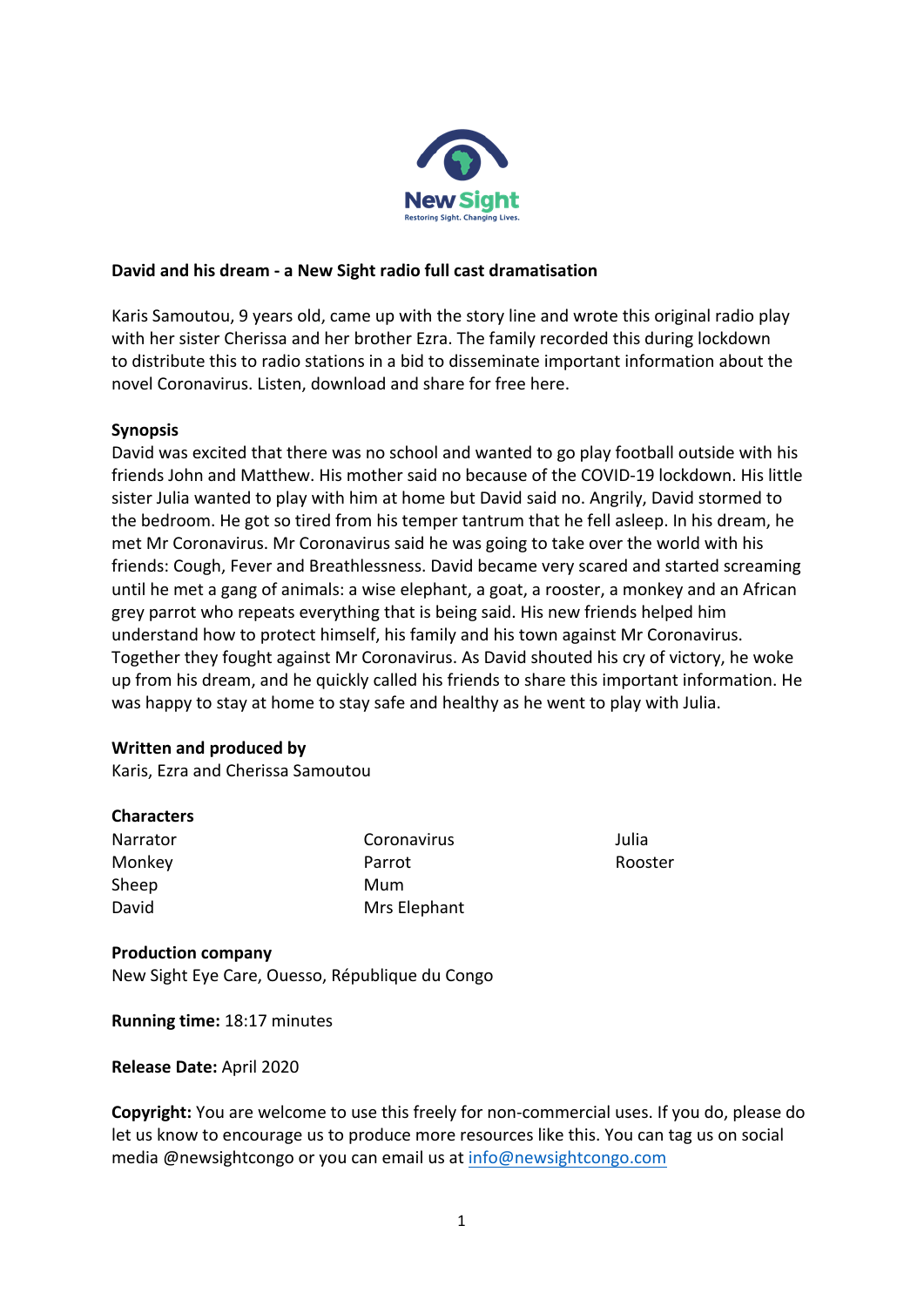New Sight

Restoring Sight. Changing Lives.

**David and his dream - a New Sight radio full cast dramatisation**

Karis Samoutou, 9 years old, came up with the story line and wrote this original radio play with her sister Cherissa and her brother Ezra. The family recorded this during lockdown to distribute this to radio stations in a bid to disseminate important information about the novel Coronavirus. Listen, download and share for free here.

**Synopsis**

David was excited that there was no school and wanted to go play football outside with his friends John and Matthew. His mother said no because of the COVID-19 lockdown. His little sister Julia wanted to play with him at home but David said no. Angrily, David stormed to the bedroom. He got so tired from his temper tantrum that he fell asleep. In his dream, he met Mr Coronavirus. Mr Coronavirus said he was going to take over the world with his friends: Cough, Fever and Breathlessness. David became very scared and started screaming until he met a gang of animals: a wise elephant, a goat, a rooster, a monkey and an African grey parrot who repeats everything that is being said. His new friends helped him understand how to protect himself, his family and his town against Mr Coronavirus. Together they fought against Mr Coronavirus. As David shouted his cry of victory, he woke up from his dream, and he quickly called his friends to share this important information. He was happy to stay at home to stay safe and healthy as he went to play with Julia.

**Written and produced by**

Karis, Ezra and Cherissa Samoutou

**Characters**

| | | |
|---|---|---|
| Narrator | Coronavirus | Julia |
| Monkey | Parrot | Rooster |
| Sheep | Mum | |
| David | Mrs Elephant | |

**Production company**

New Sight Eye Care, Ouesso, République du Congo

**Running time:** 18:17 minutes

**Release Date:** April 2020

**Copyright:** You are welcome to use this freely for non-commercial uses. If you do, please do let us know to encourage us to produce more resources like this. You can tag us on social media @newsightcongo or you can email us at info@newsightcongo.com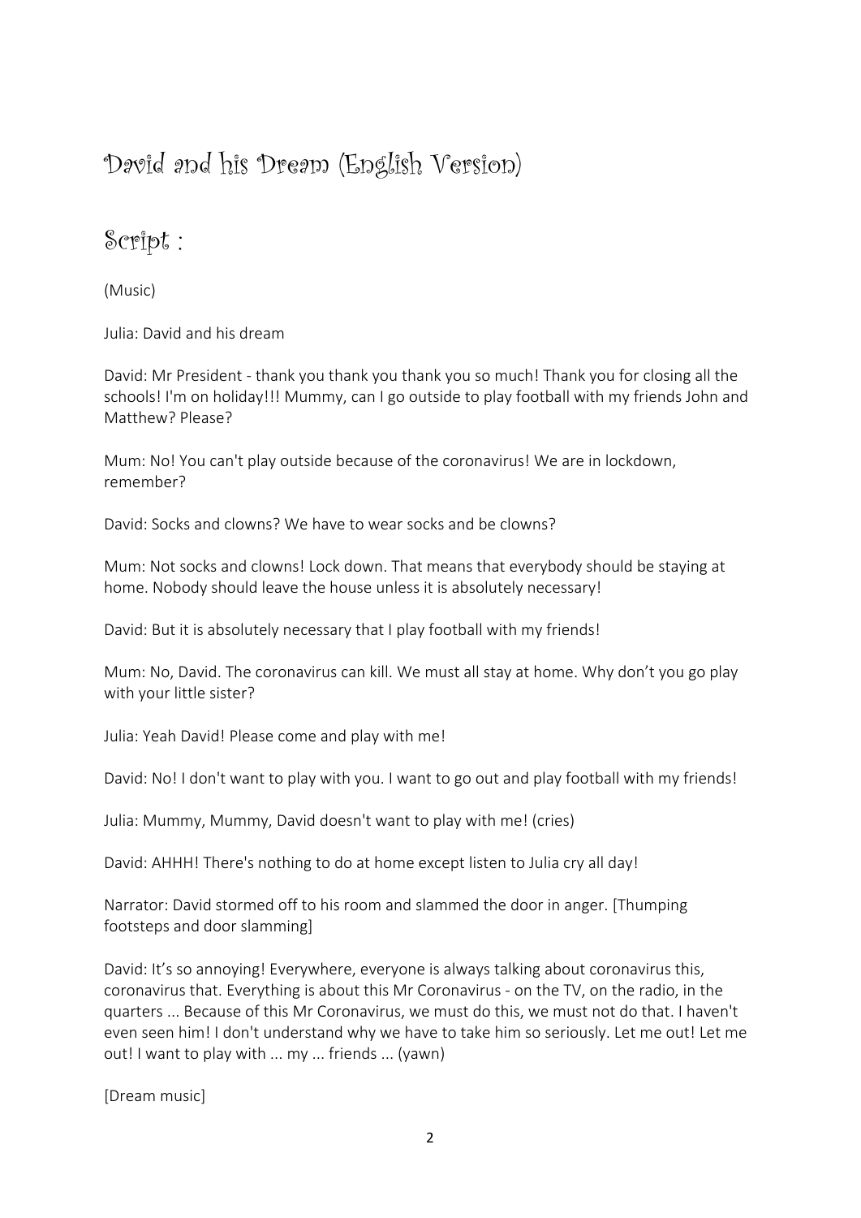# David and his Dream (English Version)

## Script :

(Music)

Julia: David and his dream

David: Mr President - thank you thank you thank you so much! Thank you for closing all the schools! I'm on holiday!!! Mummy, can I go outside to play football with my friends John and Matthew? Please?

Mum: No! You can't play outside because of the coronavirus! We are in lockdown, remember?

David: Socks and clowns? We have to wear socks and be clowns?

Mum: Not socks and clowns! Lock down. That means that everybody should be staying at home. Nobody should leave the house unless it is absolutely necessary!

David: But it is absolutely necessary that I play football with my friends!

Mum: No, David. The coronavirus can kill. We must all stay at home. Why don't you go play with your little sister?

Julia: Yeah David! Please come and play with me!

David: No! I don't want to play with you. I want to go out and play football with my friends!

Julia: Mummy, Mummy, David doesn't want to play with me! (cries)

David: AHHH! There's nothing to do at home except listen to Julia cry all day!

Narrator: David stormed off to his room and slammed the door in anger. [Thumping footsteps and door slamming]

David: It's so annoying! Everywhere, everyone is always talking about coronavirus this, coronavirus that. Everything is about this Mr Coronavirus - on the TV, on the radio, in the quarters ... Because of this Mr Coronavirus, we must do this, we must not do that. I haven't even seen him! I don't understand why we have to take him so seriously. Let me out! Let me out! I want to play with ... my ... friends ... (yawn)

[Dream music]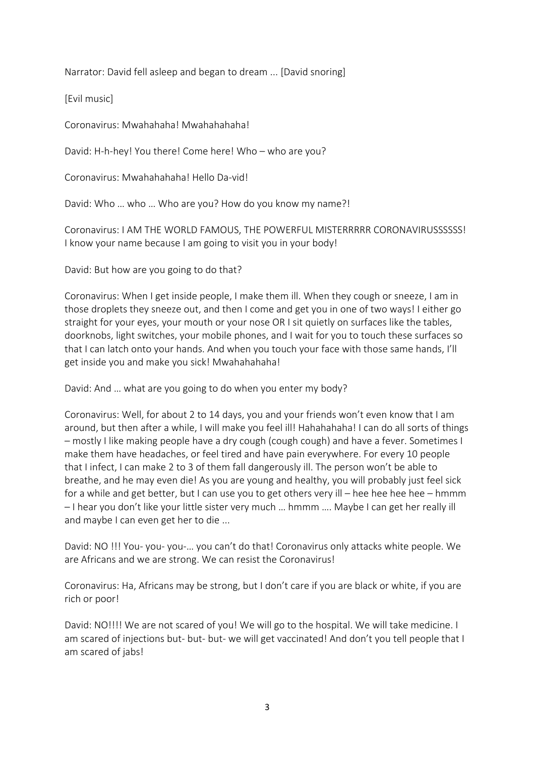Narrator: David fell asleep and began to dream ... [David snoring]

[Evil music]

Coronavirus: Mwahahaha! Mwahahahaha!

David: H-h-hey! You there! Come here! Who – who are you?

Coronavirus: Mwahahahaha! Hello Da-vid!

David: Who … who … Who are you? How do you know my name?!

Coronavirus: I AM THE WORLD FAMOUS, THE POWERFUL MISTERRRRR CORONAVIRUSSSSSS! I know your name because I am going to visit you in your body!

David: But how are you going to do that?

Coronavirus: When I get inside people, I make them ill. When they cough or sneeze, I am in those droplets they sneeze out, and then I come and get you in one of two ways! I either go straight for your eyes, your mouth or your nose OR I sit quietly on surfaces like the tables, doorknobs, light switches, your mobile phones, and I wait for you to touch these surfaces so that I can latch onto your hands. And when you touch your face with those same hands, I'll get inside you and make you sick! Mwahahahaha!

David: And … what are you going to do when you enter my body?

Coronavirus: Well, for about 2 to 14 days, you and your friends won't even know that I am around, but then after a while, I will make you feel ill! Hahahahaha! I can do all sorts of things – mostly I like making people have a dry cough (cough cough) and have a fever. Sometimes I make them have headaches, or feel tired and have pain everywhere. For every 10 people that I infect, I can make 2 to 3 of them fall dangerously ill. The person won't be able to breathe, and he may even die! As you are young and healthy, you will probably just feel sick for a while and get better, but I can use you to get others very ill – hee hee hee hee – hmmm – I hear you don't like your little sister very much … hmmm …. Maybe I can get her really ill and maybe I can even get her to die ...

David: NO !!! You- you- you-… you can't do that! Coronavirus only attacks white people. We are Africans and we are strong. We can resist the Coronavirus!

Coronavirus: Ha, Africans may be strong, but I don't care if you are black or white, if you are rich or poor!

David: NO!!!! We are not scared of you! We will go to the hospital. We will take medicine. I am scared of injections but- but- but- we will get vaccinated! And don't you tell people that I am scared of jabs!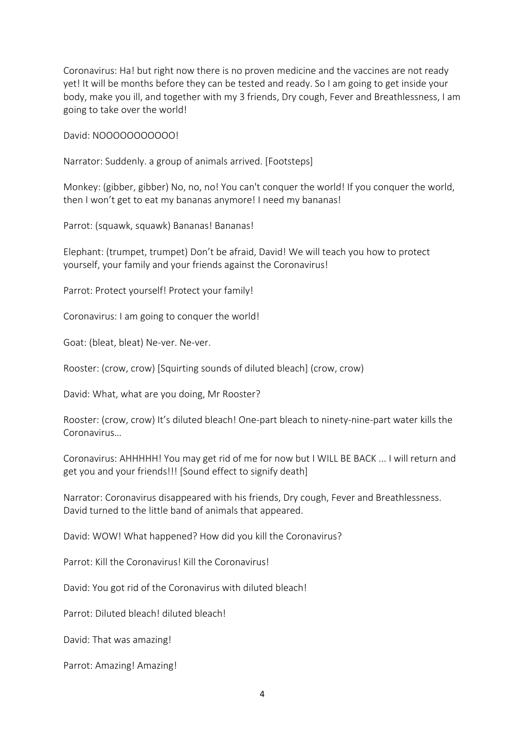Coronavirus: Ha! but right now there is no proven medicine and the vaccines are not ready yet! It will be months before they can be tested and ready. So I am going to get inside your body, make you ill, and together with my 3 friends, Dry cough, Fever and Breathlessness, I am going to take over the world!

David: NOOOOOOOOOOO!

Narrator: Suddenly. a group of animals arrived. [Footsteps]

Monkey: (gibber, gibber) No, no, no! You can't conquer the world! If you conquer the world, then I won't get to eat my bananas anymore! I need my bananas!

Parrot: (squawk, squawk) Bananas! Bananas!

Elephant: (trumpet, trumpet) Don't be afraid, David! We will teach you how to protect yourself, your family and your friends against the Coronavirus!

Parrot: Protect yourself! Protect your family!

Coronavirus: I am going to conquer the world!

Goat: (bleat, bleat) Ne-ver. Ne-ver.

Rooster: (crow, crow) [Squirting sounds of diluted bleach] (crow, crow)

David: What, what are you doing, Mr Rooster?

Rooster: (crow, crow) It's diluted bleach! One-part bleach to ninety-nine-part water kills the Coronavirus…

Coronavirus: AHHHHH! You may get rid of me for now but I WILL BE BACK ... I will return and get you and your friends!!! [Sound effect to signify death]

Narrator: Coronavirus disappeared with his friends, Dry cough, Fever and Breathlessness. David turned to the little band of animals that appeared.

David: WOW! What happened? How did you kill the Coronavirus?

Parrot: Kill the Coronavirus! Kill the Coronavirus!

David: You got rid of the Coronavirus with diluted bleach!

Parrot: Diluted bleach! diluted bleach!

David: That was amazing!

Parrot: Amazing! Amazing!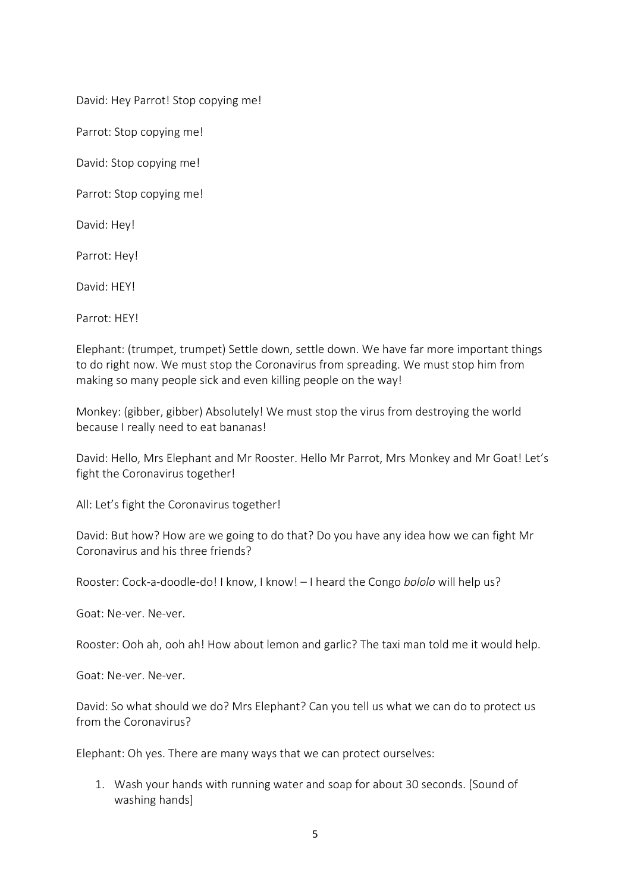David: Hey Parrot! Stop copying me!

Parrot: Stop copying me!

David: Stop copying me!

Parrot: Stop copying me!

David: Hey!

Parrot: Hey!

David: HEY!

Parrot: HEY!

Elephant: (trumpet, trumpet) Settle down, settle down. We have far more important things to do right now. We must stop the Coronavirus from spreading. We must stop him from making so many people sick and even killing people on the way!

Monkey: (gibber, gibber) Absolutely! We must stop the virus from destroying the world because I really need to eat bananas!

David: Hello, Mrs Elephant and Mr Rooster. Hello Mr Parrot, Mrs Monkey and Mr Goat! Let's fight the Coronavirus together!

All: Let's fight the Coronavirus together!

David: But how? How are we going to do that? Do you have any idea how we can fight Mr Coronavirus and his three friends?

Rooster: Cock-a-doodle-do! I know, I know! – I heard the Congo *bololo* will help us?

Goat: Ne-ver. Ne-ver.

Rooster: Ooh ah, ooh ah! How about lemon and garlic? The taxi man told me it would help.

Goat: Ne-ver. Ne-ver.

David: So what should we do? Mrs Elephant? Can you tell us what we can do to protect us from the Coronavirus?

Elephant: Oh yes. There are many ways that we can protect ourselves:

1. Wash your hands with running water and soap for about 30 seconds. [Sound of washing hands]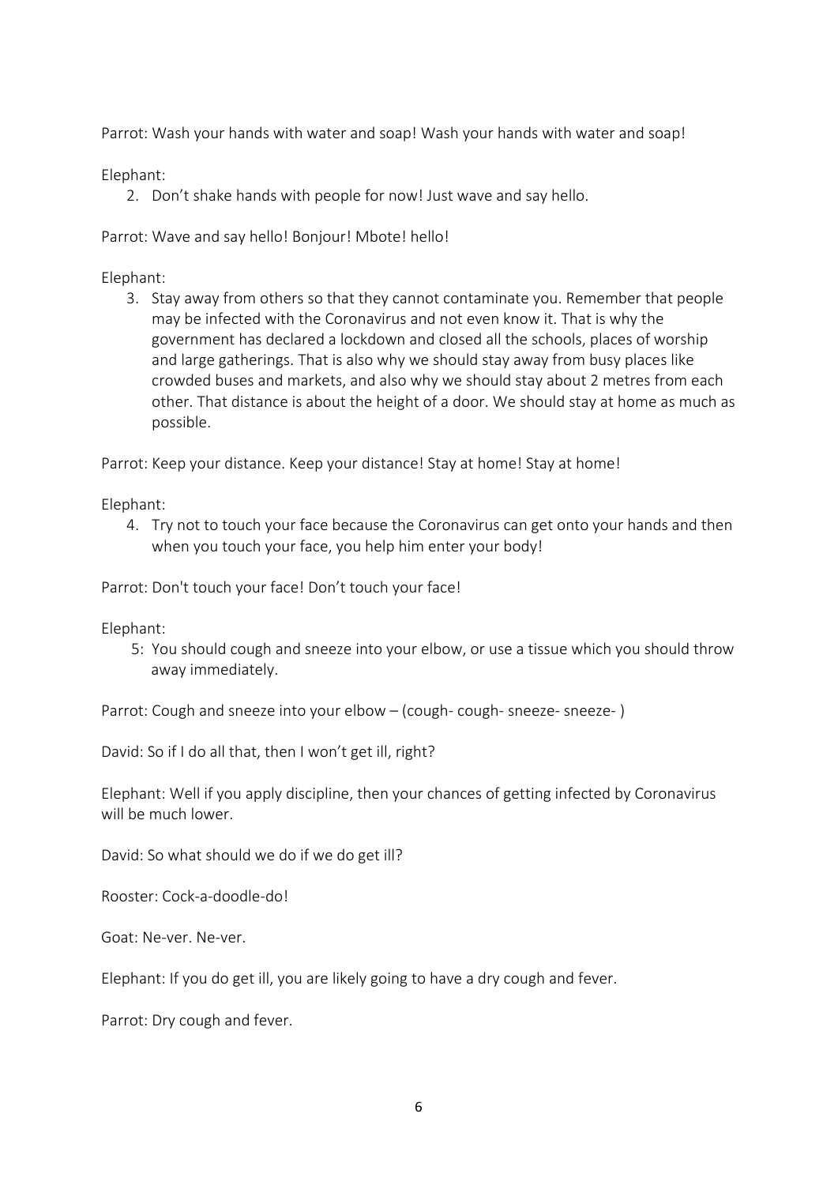Parrot: Wash your hands with water and soap! Wash your hands with water and soap!

Elephant:

2. Don't shake hands with people for now! Just wave and say hello.

Parrot: Wave and say hello! Bonjour! Mbote! hello!

Elephant:

3. Stay away from others so that they cannot contaminate you. Remember that people may be infected with the Coronavirus and not even know it. That is why the government has declared a lockdown and closed all the schools, places of worship and large gatherings. That is also why we should stay away from busy places like crowded buses and markets, and also why we should stay about 2 metres from each other. That distance is about the height of a door. We should stay at home as much as possible.

Parrot: Keep your distance. Keep your distance! Stay at home! Stay at home!

Elephant:

4. Try not to touch your face because the Coronavirus can get onto your hands and then when you touch your face, you help him enter your body!

Parrot: Don't touch your face! Don't touch your face!

Elephant:

5: You should cough and sneeze into your elbow, or use a tissue which you should throw away immediately.

Parrot: Cough and sneeze into your elbow – (cough- cough- sneeze- sneeze- )

David: So if I do all that, then I won't get ill, right?

Elephant: Well if you apply discipline, then your chances of getting infected by Coronavirus will be much lower.

David: So what should we do if we do get ill?

Rooster: Cock-a-doodle-do!

Goat: Ne-ver. Ne-ver.

Elephant: If you do get ill, you are likely going to have a dry cough and fever.

Parrot: Dry cough and fever.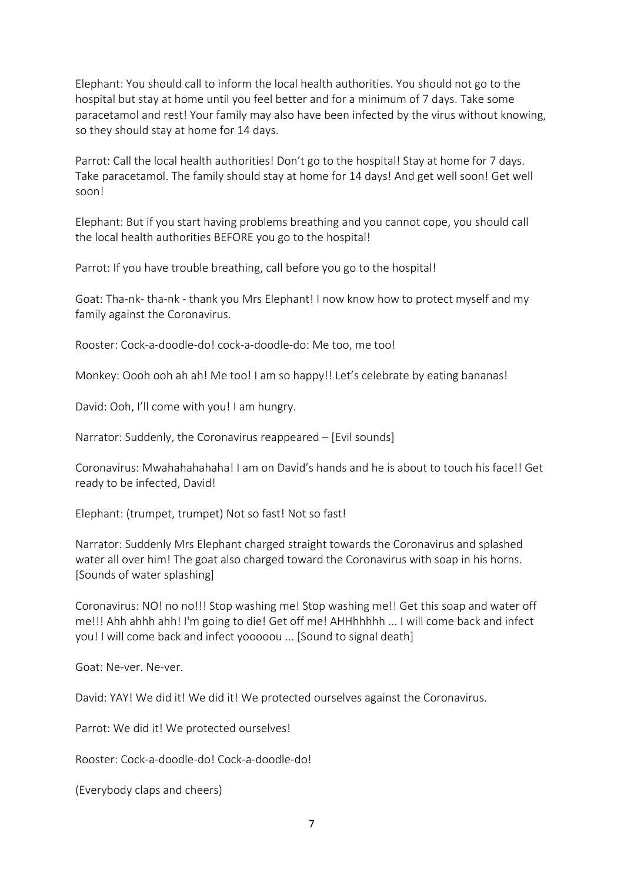Elephant: You should call to inform the local health authorities. You should not go to the hospital but stay at home until you feel better and for a minimum of 7 days. Take some paracetamol and rest! Your family may also have been infected by the virus without knowing, so they should stay at home for 14 days.

Parrot: Call the local health authorities! Don't go to the hospital! Stay at home for 7 days. Take paracetamol. The family should stay at home for 14 days! And get well soon! Get well soon!

Elephant: But if you start having problems breathing and you cannot cope, you should call the local health authorities BEFORE you go to the hospital!

Parrot: If you have trouble breathing, call before you go to the hospital!

Goat: Tha-nk- tha-nk - thank you Mrs Elephant! I now know how to protect myself and my family against the Coronavirus.

Rooster: Cock-a-doodle-do! cock-a-doodle-do: Me too, me too!

Monkey: Oooh ooh ah ah! Me too! I am so happy!! Let's celebrate by eating bananas!

David: Ooh, I'll come with you! I am hungry.

Narrator: Suddenly, the Coronavirus reappeared – [Evil sounds]

Coronavirus: Mwahahahahaha! I am on David's hands and he is about to touch his face!! Get ready to be infected, David!

Elephant: (trumpet, trumpet) Not so fast! Not so fast!

Narrator: Suddenly Mrs Elephant charged straight towards the Coronavirus and splashed water all over him! The goat also charged toward the Coronavirus with soap in his horns. [Sounds of water splashing]

Coronavirus: NO! no no!!! Stop washing me! Stop washing me!! Get this soap and water off me!!! Ahh ahhh ahh! I'm going to die! Get off me! AHHhhhhh ... I will come back and infect you! I will come back and infect yooooou ... [Sound to signal death]

Goat: Ne-ver. Ne-ver.

David: YAY! We did it! We did it! We protected ourselves against the Coronavirus.

Parrot: We did it! We protected ourselves!

Rooster: Cock-a-doodle-do! Cock-a-doodle-do!

(Everybody claps and cheers)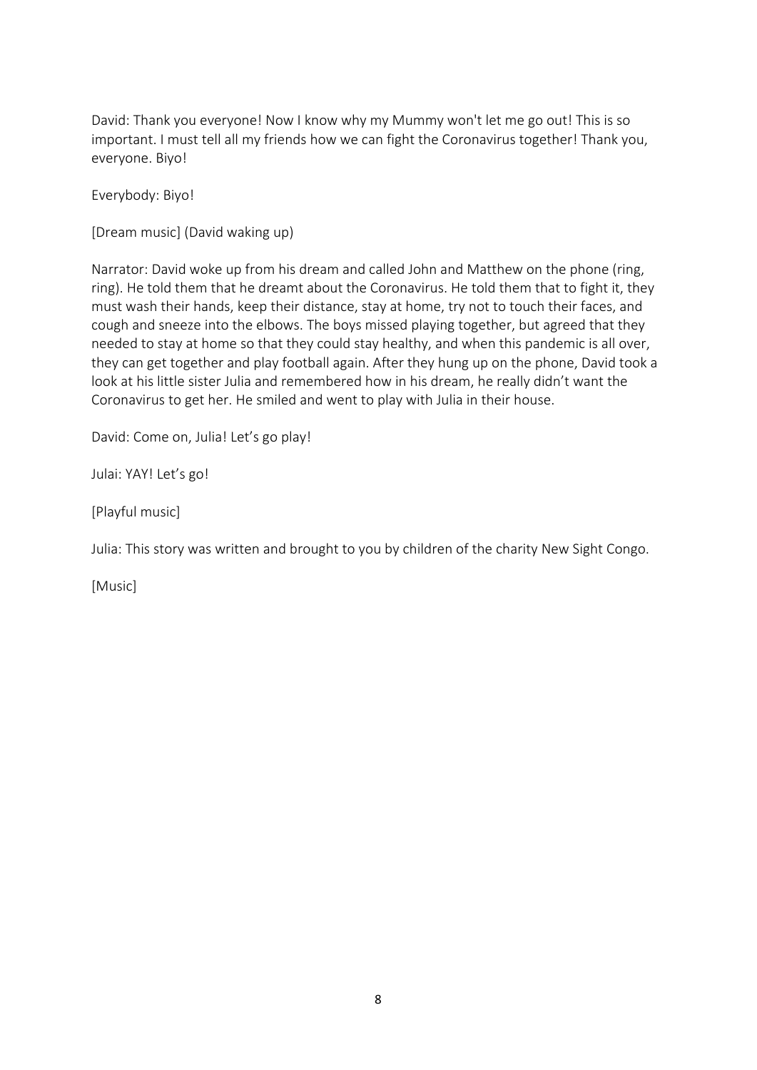David: Thank you everyone! Now I know why my Mummy won't let me go out! This is so important. I must tell all my friends how we can fight the Coronavirus together! Thank you, everyone. Biyo!

Everybody: Biyo!

[Dream music] (David waking up)

Narrator: David woke up from his dream and called John and Matthew on the phone (ring, ring). He told them that he dreamt about the Coronavirus. He told them that to fight it, they must wash their hands, keep their distance, stay at home, try not to touch their faces, and cough and sneeze into the elbows. The boys missed playing together, but agreed that they needed to stay at home so that they could stay healthy, and when this pandemic is all over, they can get together and play football again. After they hung up on the phone, David took a look at his little sister Julia and remembered how in his dream, he really didn't want the Coronavirus to get her. He smiled and went to play with Julia in their house.

David: Come on, Julia! Let's go play!

Julai: YAY! Let's go!

[Playful music]

Julia: This story was written and brought to you by children of the charity New Sight Congo.

[Music]